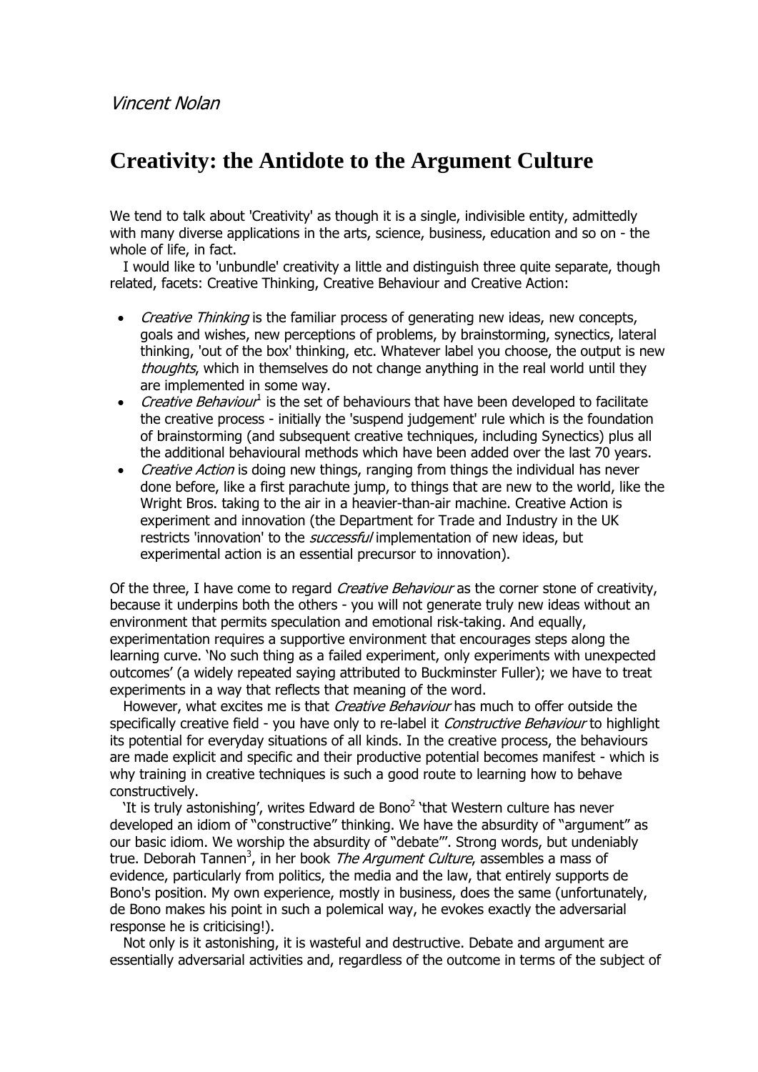*Vincent Nolan*

# Creativity: the Antidote to the Argument Culture

We tend to talk about 'Creativity' as though it is a single, indivisible entity, admittedly with many diverse applications in the arts, science, business, education and so on - the whole of life, in fact.

I would like to 'unbundle' creativity a little and distinguish three quite separate, though related, facets: Creative Thinking, Creative Behaviour and Creative Action:

- *Creative Thinking* is the familiar process of generating new ideas, new concepts, goals and wishes, new perceptions of problems, by brainstorming, synectics, lateral thinking, 'out of the box' thinking, etc. Whatever label you choose, the output is new *thoughts*, which in themselves do not change anything in the real world until they are implemented in some way.
- *Creative Behaviour*[1] is the set of behaviours that have been developed to facilitate the creative process - initially the 'suspend judgement' rule which is the foundation of brainstorming (and subsequent creative techniques, including Synectics) plus all the additional behavioural methods which have been added over the last 70 years.
- *Creative Action* is doing new things, ranging from things the individual has never done before, like a first parachute jump, to things that are new to the world, like the Wright Bros. taking to the air in a heavier-than-air machine. Creative Action is experiment and innovation (the Department for Trade and Industry in the UK restricts 'innovation' to the *successful* implementation of new ideas, but experimental action is an essential precursor to innovation).

Of the three, I have come to regard *Creative Behaviour* as the corner stone of creativity, because it underpins both the others - you will not generate truly new ideas without an environment that permits speculation and emotional risk-taking. And equally, experimentation requires a supportive environment that encourages steps along the learning curve. 'No such thing as a failed experiment, only experiments with unexpected outcomes' (a widely repeated saying attributed to Buckminster Fuller); we have to treat experiments in a way that reflects that meaning of the word.

However, what excites me is that *Creative Behaviour* has much to offer outside the specifically creative field - you have only to re-label it *Constructive Behaviour* to highlight its potential for everyday situations of all kinds. In the creative process, the behaviours are made explicit and specific and their productive potential becomes manifest - which is why training in creative techniques is such a good route to learning how to behave constructively.

'It is truly astonishing', writes Edward de Bono[2] 'that Western culture has never developed an idiom of "constructive" thinking. We have the absurdity of "argument" as our basic idiom. We worship the absurdity of "debate"'. Strong words, but undeniably true. Deborah Tannen[3], in her book *The Argument Culture*, assembles a mass of evidence, particularly from politics, the media and the law, that entirely supports de Bono's position. My own experience, mostly in business, does the same (unfortunately, de Bono makes his point in such a polemical way, he evokes exactly the adversarial response he is criticising!).

Not only is it astonishing, it is wasteful and destructive. Debate and argument are essentially adversarial activities and, regardless of the outcome in terms of the subject of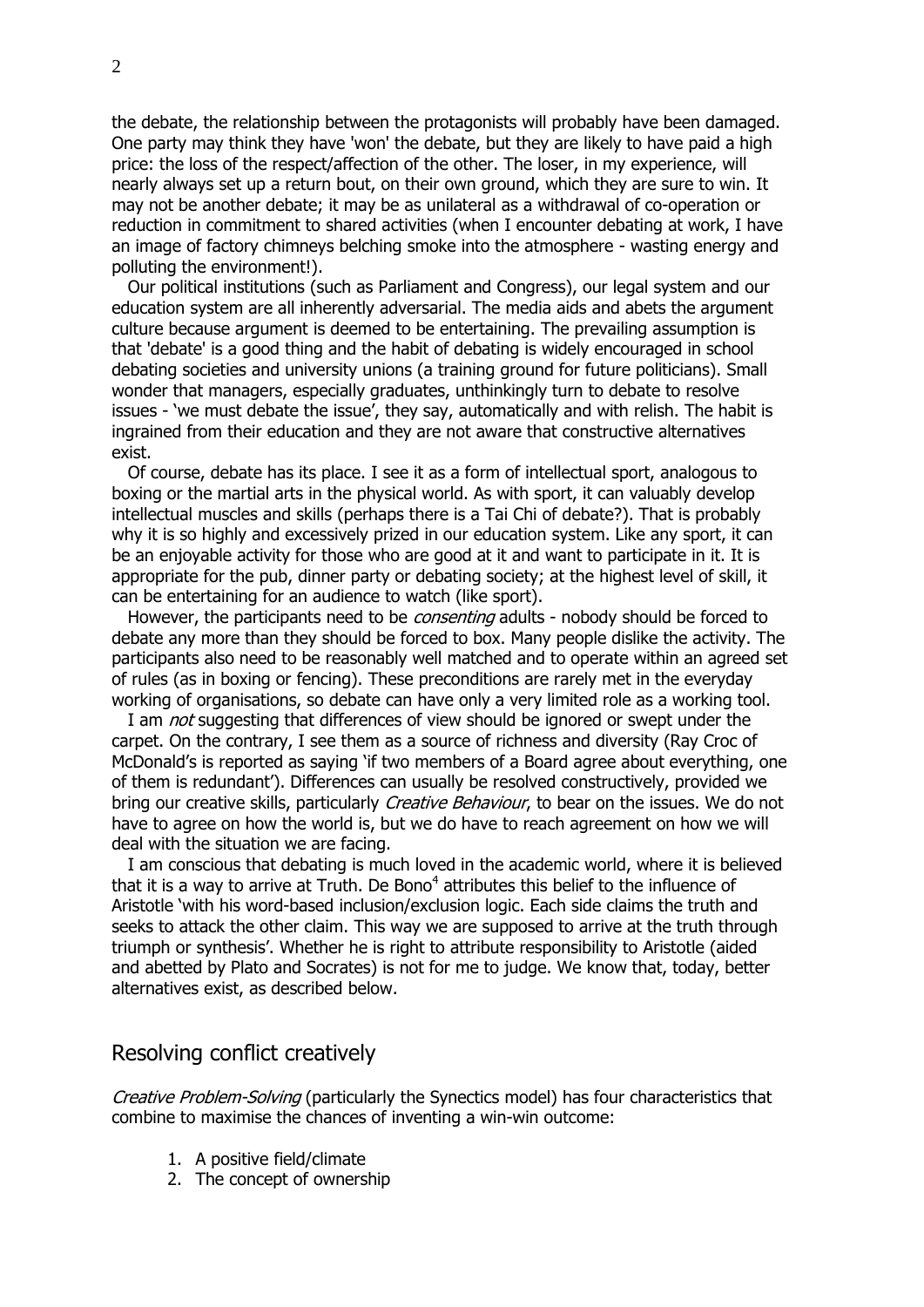the debate, the relationship between the protagonists will probably have been damaged. One party may think they have 'won' the debate, but they are likely to have paid a high price: the loss of the respect/affection of the other. The loser, in my experience, will nearly always set up a return bout, on their own ground, which they are sure to win. It may not be another debate; it may be as unilateral as a withdrawal of co-operation or reduction in commitment to shared activities (when I encounter debating at work, I have an image of factory chimneys belching smoke into the atmosphere - wasting energy and polluting the environment!).

Our political institutions (such as Parliament and Congress), our legal system and our education system are all inherently adversarial. The media aids and abets the argument culture because argument is deemed to be entertaining. The prevailing assumption is that 'debate' is a good thing and the habit of debating is widely encouraged in school debating societies and university unions (a training ground for future politicians). Small wonder that managers, especially graduates, unthinkingly turn to debate to resolve issues - 'we must debate the issue', they say, automatically and with relish. The habit is ingrained from their education and they are not aware that constructive alternatives exist.

Of course, debate has its place. I see it as a form of intellectual sport, analogous to boxing or the martial arts in the physical world. As with sport, it can valuably develop intellectual muscles and skills (perhaps there is a Tai Chi of debate?). That is probably why it is so highly and excessively prized in our education system. Like any sport, it can be an enjoyable activity for those who are good at it and want to participate in it. It is appropriate for the pub, dinner party or debating society; at the highest level of skill, it can be entertaining for an audience to watch (like sport).

However, the participants need to be *consenting* adults - nobody should be forced to debate any more than they should be forced to box. Many people dislike the activity. The participants also need to be reasonably well matched and to operate within an agreed set of rules (as in boxing or fencing). These preconditions are rarely met in the everyday working of organisations, so debate can have only a very limited role as a working tool.

I am *not* suggesting that differences of view should be ignored or swept under the carpet. On the contrary, I see them as a source of richness and diversity (Ray Croc of McDonald's is reported as saying 'if two members of a Board agree about everything, one of them is redundant'). Differences can usually be resolved constructively, provided we bring our creative skills, particularly *Creative Behaviour*, to bear on the issues. We do not have to agree on how the world is, but we do have to reach agreement on how we will deal with the situation we are facing.

I am conscious that debating is much loved in the academic world, where it is believed that it is a way to arrive at Truth. De Bono[4] attributes this belief to the influence of Aristotle 'with his word-based inclusion/exclusion logic. Each side claims the truth and seeks to attack the other claim. This way we are supposed to arrive at the truth through triumph or synthesis'. Whether he is right to attribute responsibility to Aristotle (aided and abetted by Plato and Socrates) is not for me to judge. We know that, today, better alternatives exist, as described below.

## Resolving conflict creatively

*Creative Problem-Solving* (particularly the Synectics model) has four characteristics that combine to maximise the chances of inventing a win-win outcome:

1. A positive field/climate
2. The concept of ownership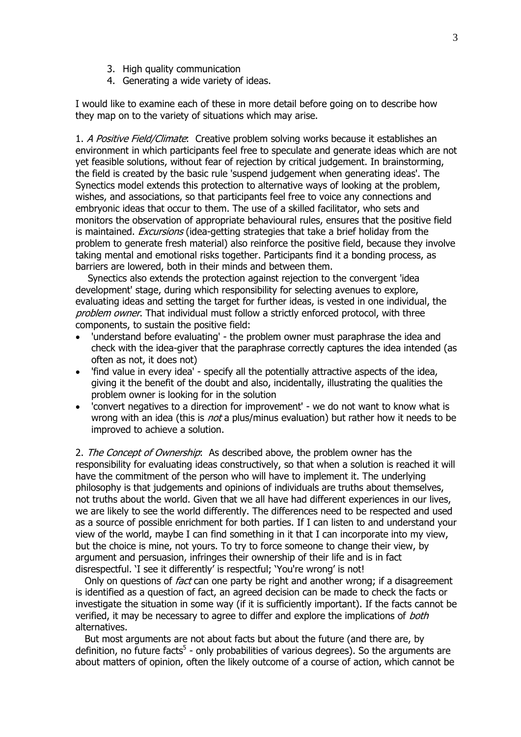3. High quality communication
4. Generating a wide variety of ideas.

I would like to examine each of these in more detail before going on to describe how they map on to the variety of situations which may arise.

1. *A Positive Field/Climate*: Creative problem solving works because it establishes an environment in which participants feel free to speculate and generate ideas which are not yet feasible solutions, without fear of rejection by critical judgement. In brainstorming, the field is created by the basic rule 'suspend judgement when generating ideas'. The Synectics model extends this protection to alternative ways of looking at the problem, wishes, and associations, so that participants feel free to voice any connections and embryonic ideas that occur to them. The use of a skilled facilitator, who sets and monitors the observation of appropriate behavioural rules, ensures that the positive field is maintained. *Excursions* (idea-getting strategies that take a brief holiday from the problem to generate fresh material) also reinforce the positive field, because they involve taking mental and emotional risks together. Participants find it a bonding process, as barriers are lowered, both in their minds and between them.

Synectics also extends the protection against rejection to the convergent 'idea development' stage, during which responsibility for selecting avenues to explore, evaluating ideas and setting the target for further ideas, is vested in one individual, the *problem owner*. That individual must follow a strictly enforced protocol, with three components, to sustain the positive field:

- 'understand before evaluating' - the problem owner must paraphrase the idea and check with the idea-giver that the paraphrase correctly captures the idea intended (as often as not, it does not)
- 'find value in every idea' - specify all the potentially attractive aspects of the idea, giving it the benefit of the doubt and also, incidentally, illustrating the qualities the problem owner is looking for in the solution
- 'convert negatives to a direction for improvement' - we do not want to know what is wrong with an idea (this is *not* a plus/minus evaluation) but rather how it needs to be improved to achieve a solution.

2. *The Concept of Ownership*: As described above, the problem owner has the responsibility for evaluating ideas constructively, so that when a solution is reached it will have the commitment of the person who will have to implement it. The underlying philosophy is that judgements and opinions of individuals are truths about themselves, not truths about the world. Given that we all have had different experiences in our lives, we are likely to see the world differently. The differences need to be respected and used as a source of possible enrichment for both parties. If I can listen to and understand your view of the world, maybe I can find something in it that I can incorporate into my view, but the choice is mine, not yours. To try to force someone to change their view, by argument and persuasion, infringes their ownership of their life and is in fact disrespectful. 'I see it differently' is respectful; 'You're wrong' is not!

Only on questions of *fact* can one party be right and another wrong; if a disagreement is identified as a question of fact, an agreed decision can be made to check the facts or investigate the situation in some way (if it is sufficiently important). If the facts cannot be verified, it may be necessary to agree to differ and explore the implications of *both* alternatives.

But most arguments are not about facts but about the future (and there are, by definition, no future facts[5] - only probabilities of various degrees). So the arguments are about matters of opinion, often the likely outcome of a course of action, which cannot be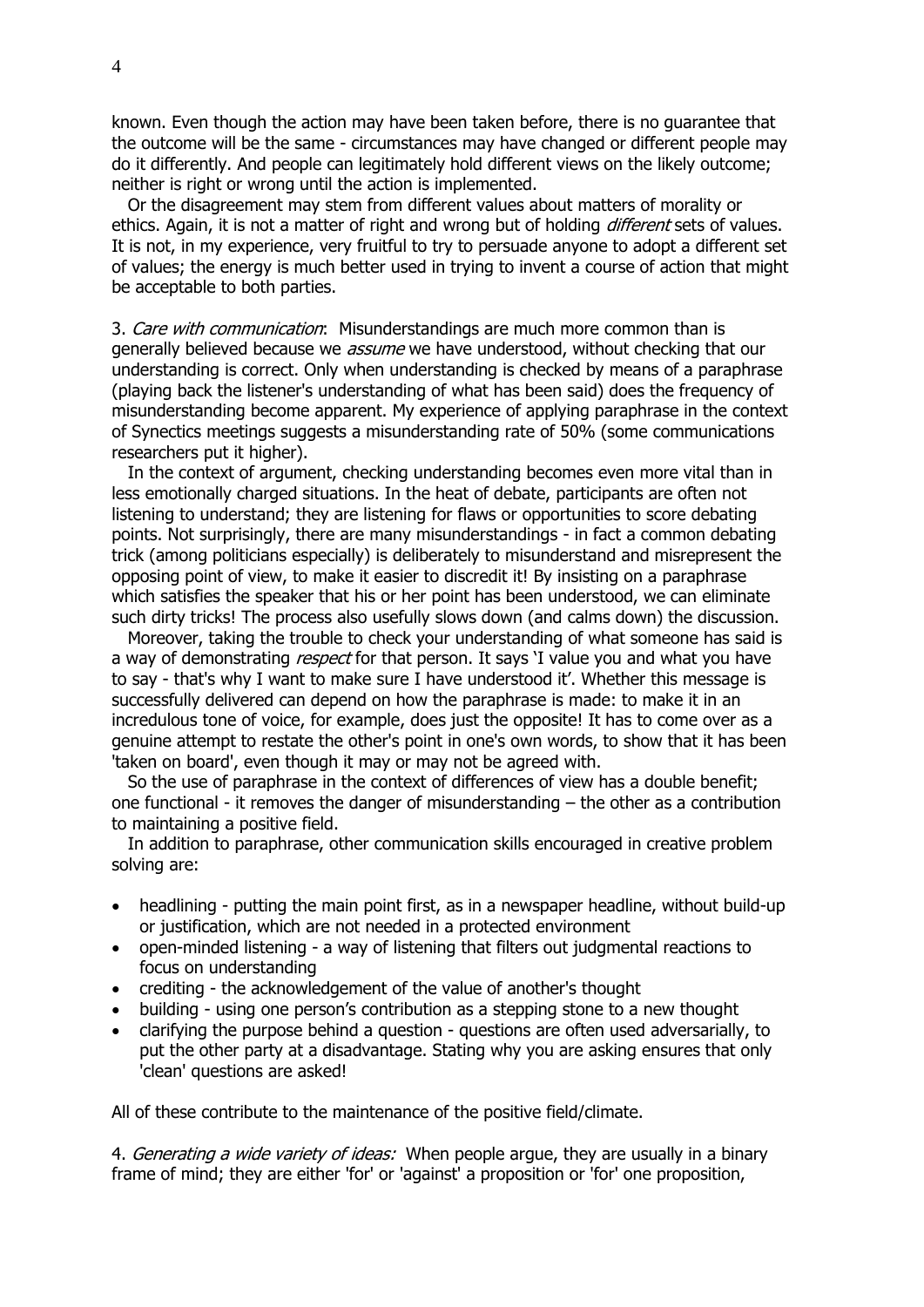known. Even though the action may have been taken before, there is no guarantee that the outcome will be the same - circumstances may have changed or different people may do it differently. And people can legitimately hold different views on the likely outcome; neither is right or wrong until the action is implemented.

Or the disagreement may stem from different values about matters of morality or ethics. Again, it is not a matter of right and wrong but of holding *different* sets of values. It is not, in my experience, very fruitful to try to persuade anyone to adopt a different set of values; the energy is much better used in trying to invent a course of action that might be acceptable to both parties.

3. *Care with communication*: Misunderstandings are much more common than is generally believed because we *assume* we have understood, without checking that our understanding is correct. Only when understanding is checked by means of a paraphrase (playing back the listener's understanding of what has been said) does the frequency of misunderstanding become apparent. My experience of applying paraphrase in the context of Synectics meetings suggests a misunderstanding rate of 50% (some communications researchers put it higher).

In the context of argument, checking understanding becomes even more vital than in less emotionally charged situations. In the heat of debate, participants are often not listening to understand; they are listening for flaws or opportunities to score debating points. Not surprisingly, there are many misunderstandings - in fact a common debating trick (among politicians especially) is deliberately to misunderstand and misrepresent the opposing point of view, to make it easier to discredit it! By insisting on a paraphrase which satisfies the speaker that his or her point has been understood, we can eliminate such dirty tricks! The process also usefully slows down (and calms down) the discussion.

Moreover, taking the trouble to check your understanding of what someone has said is a way of demonstrating *respect* for that person. It says 'I value you and what you have to say - that's why I want to make sure I have understood it'. Whether this message is successfully delivered can depend on how the paraphrase is made: to make it in an incredulous tone of voice, for example, does just the opposite! It has to come over as a genuine attempt to restate the other's point in one's own words, to show that it has been 'taken on board', even though it may or may not be agreed with.

So the use of paraphrase in the context of differences of view has a double benefit; one functional - it removes the danger of misunderstanding – the other as a contribution to maintaining a positive field.

In addition to paraphrase, other communication skills encouraged in creative problem solving are:

- headlining - putting the main point first, as in a newspaper headline, without build-up or justification, which are not needed in a protected environment
- open-minded listening - a way of listening that filters out judgmental reactions to focus on understanding
- crediting - the acknowledgement of the value of another's thought
- building - using one person's contribution as a stepping stone to a new thought
- clarifying the purpose behind a question - questions are often used adversarially, to put the other party at a disadvantage. Stating why you are asking ensures that only 'clean' questions are asked!

All of these contribute to the maintenance of the positive field/climate.

4. *Generating a wide variety of ideas:* When people argue, they are usually in a binary frame of mind; they are either 'for' or 'against' a proposition or 'for' one proposition,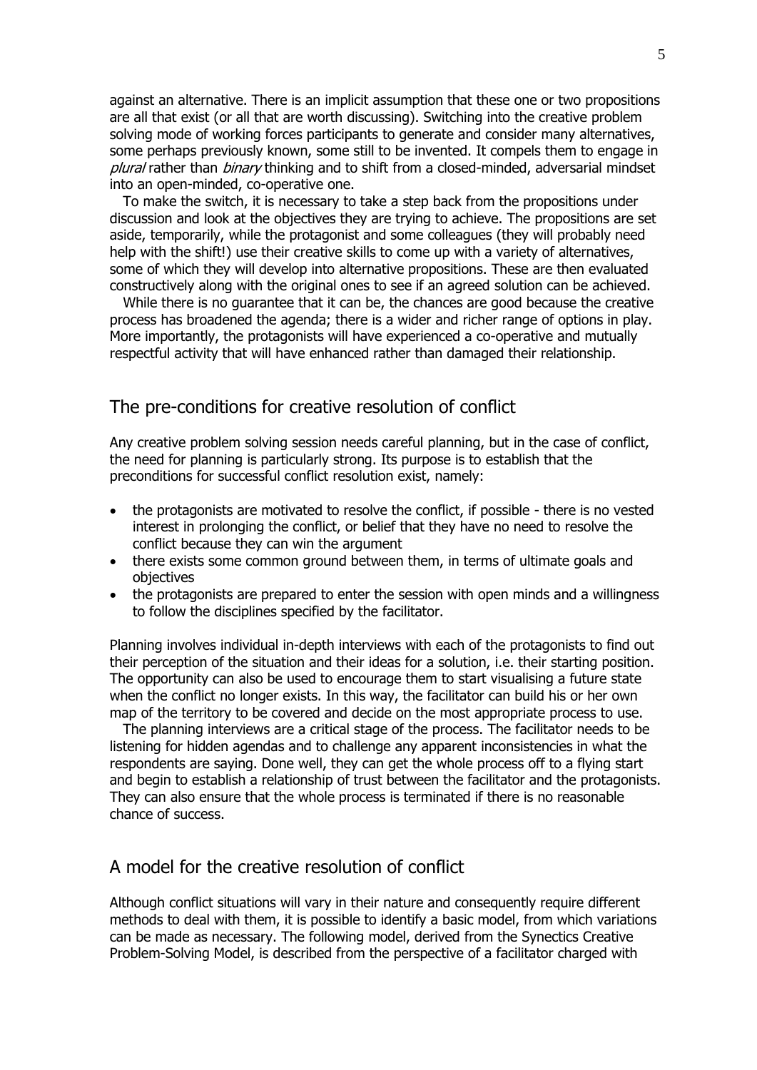against an alternative. There is an implicit assumption that these one or two propositions are all that exist (or all that are worth discussing). Switching into the creative problem solving mode of working forces participants to generate and consider many alternatives, some perhaps previously known, some still to be invented. It compels them to engage in *plural* rather than *binary* thinking and to shift from a closed-minded, adversarial mindset into an open-minded, co-operative one.

To make the switch, it is necessary to take a step back from the propositions under discussion and look at the objectives they are trying to achieve. The propositions are set aside, temporarily, while the protagonist and some colleagues (they will probably need help with the shift!) use their creative skills to come up with a variety of alternatives, some of which they will develop into alternative propositions. These are then evaluated constructively along with the original ones to see if an agreed solution can be achieved.

While there is no guarantee that it can be, the chances are good because the creative process has broadened the agenda; there is a wider and richer range of options in play. More importantly, the protagonists will have experienced a co-operative and mutually respectful activity that will have enhanced rather than damaged their relationship.

## The pre-conditions for creative resolution of conflict

Any creative problem solving session needs careful planning, but in the case of conflict, the need for planning is particularly strong. Its purpose is to establish that the preconditions for successful conflict resolution exist, namely:

- the protagonists are motivated to resolve the conflict, if possible - there is no vested interest in prolonging the conflict, or belief that they have no need to resolve the conflict because they can win the argument
- there exists some common ground between them, in terms of ultimate goals and objectives
- the protagonists are prepared to enter the session with open minds and a willingness to follow the disciplines specified by the facilitator.

Planning involves individual in-depth interviews with each of the protagonists to find out their perception of the situation and their ideas for a solution, i.e. their starting position. The opportunity can also be used to encourage them to start visualising a future state when the conflict no longer exists. In this way, the facilitator can build his or her own map of the territory to be covered and decide on the most appropriate process to use.

The planning interviews are a critical stage of the process. The facilitator needs to be listening for hidden agendas and to challenge any apparent inconsistencies in what the respondents are saying. Done well, they can get the whole process off to a flying start and begin to establish a relationship of trust between the facilitator and the protagonists. They can also ensure that the whole process is terminated if there is no reasonable chance of success.

## A model for the creative resolution of conflict

Although conflict situations will vary in their nature and consequently require different methods to deal with them, it is possible to identify a basic model, from which variations can be made as necessary. The following model, derived from the Synectics Creative Problem-Solving Model, is described from the perspective of a facilitator charged with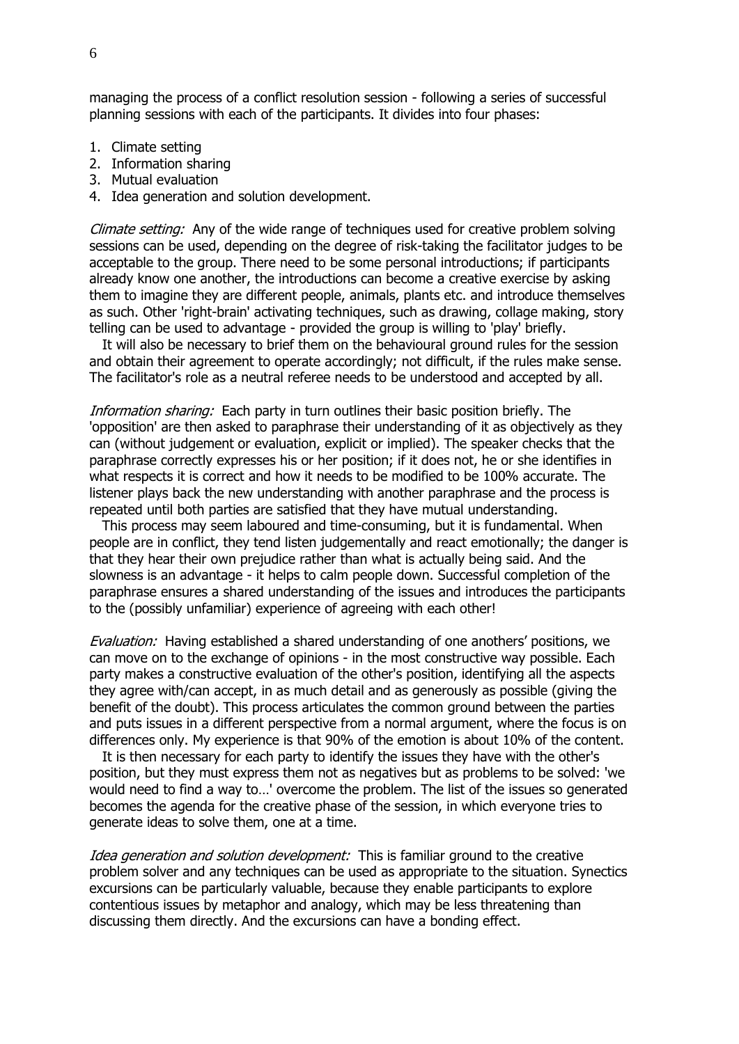managing the process of a conflict resolution session - following a series of successful planning sessions with each of the participants. It divides into four phases:

1. Climate setting
2. Information sharing
3. Mutual evaluation
4. Idea generation and solution development.

*Climate setting:* Any of the wide range of techniques used for creative problem solving sessions can be used, depending on the degree of risk-taking the facilitator judges to be acceptable to the group. There need to be some personal introductions; if participants already know one another, the introductions can become a creative exercise by asking them to imagine they are different people, animals, plants etc. and introduce themselves as such. Other 'right-brain' activating techniques, such as drawing, collage making, story telling can be used to advantage - provided the group is willing to 'play' briefly.

It will also be necessary to brief them on the behavioural ground rules for the session and obtain their agreement to operate accordingly; not difficult, if the rules make sense. The facilitator's role as a neutral referee needs to be understood and accepted by all.

*Information sharing:* Each party in turn outlines their basic position briefly. The 'opposition' are then asked to paraphrase their understanding of it as objectively as they can (without judgement or evaluation, explicit or implied). The speaker checks that the paraphrase correctly expresses his or her position; if it does not, he or she identifies in what respects it is correct and how it needs to be modified to be 100% accurate. The listener plays back the new understanding with another paraphrase and the process is repeated until both parties are satisfied that they have mutual understanding.

This process may seem laboured and time-consuming, but it is fundamental. When people are in conflict, they tend listen judgementally and react emotionally; the danger is that they hear their own prejudice rather than what is actually being said. And the slowness is an advantage - it helps to calm people down. Successful completion of the paraphrase ensures a shared understanding of the issues and introduces the participants to the (possibly unfamiliar) experience of agreeing with each other!

*Evaluation:* Having established a shared understanding of one anothers' positions, we can move on to the exchange of opinions - in the most constructive way possible. Each party makes a constructive evaluation of the other's position, identifying all the aspects they agree with/can accept, in as much detail and as generously as possible (giving the benefit of the doubt). This process articulates the common ground between the parties and puts issues in a different perspective from a normal argument, where the focus is on differences only. My experience is that 90% of the emotion is about 10% of the content.

It is then necessary for each party to identify the issues they have with the other's position, but they must express them not as negatives but as problems to be solved: 'we would need to find a way to…' overcome the problem. The list of the issues so generated becomes the agenda for the creative phase of the session, in which everyone tries to generate ideas to solve them, one at a time.

*Idea generation and solution development:* This is familiar ground to the creative problem solver and any techniques can be used as appropriate to the situation. Synectics excursions can be particularly valuable, because they enable participants to explore contentious issues by metaphor and analogy, which may be less threatening than discussing them directly. And the excursions can have a bonding effect.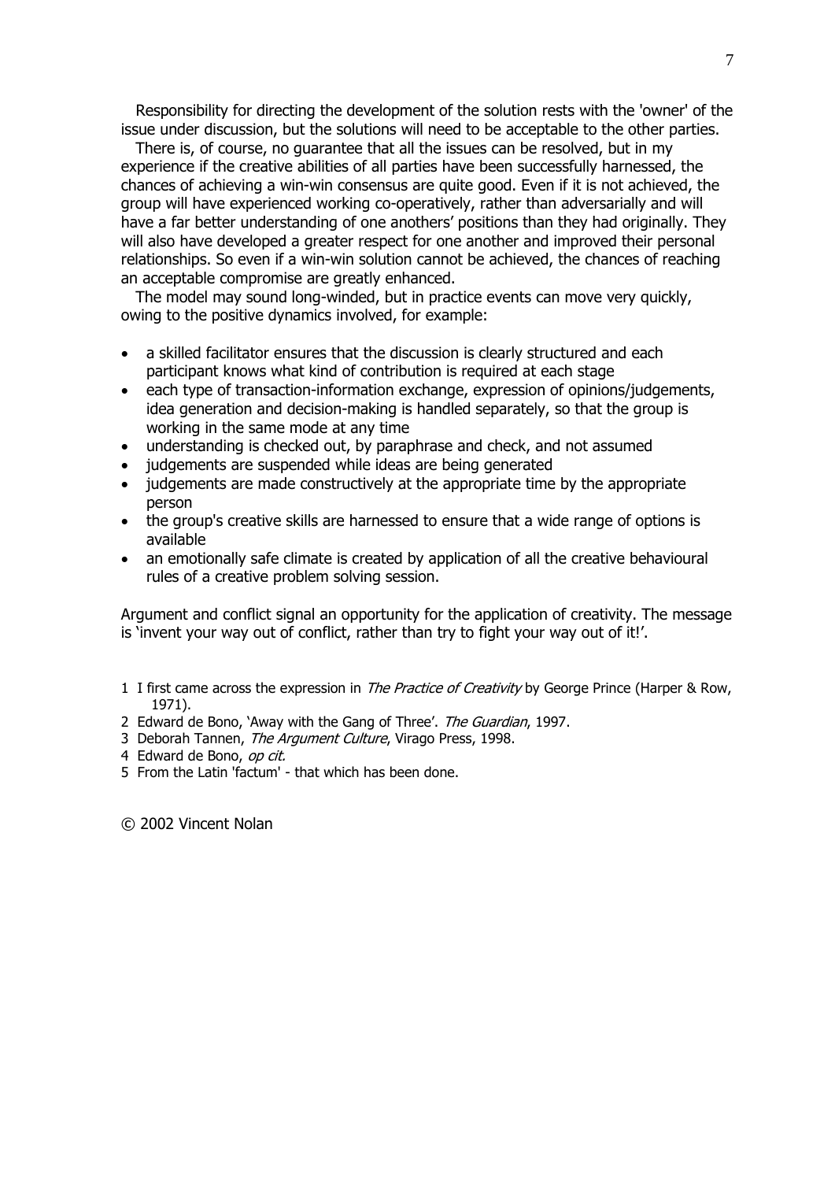Responsibility for directing the development of the solution rests with the 'owner' of the issue under discussion, but the solutions will need to be acceptable to the other parties.

There is, of course, no guarantee that all the issues can be resolved, but in my experience if the creative abilities of all parties have been successfully harnessed, the chances of achieving a win-win consensus are quite good. Even if it is not achieved, the group will have experienced working co-operatively, rather than adversarially and will have a far better understanding of one anothers' positions than they had originally. They will also have developed a greater respect for one another and improved their personal relationships. So even if a win-win solution cannot be achieved, the chances of reaching an acceptable compromise are greatly enhanced.

The model may sound long-winded, but in practice events can move very quickly, owing to the positive dynamics involved, for example:

- a skilled facilitator ensures that the discussion is clearly structured and each participant knows what kind of contribution is required at each stage
- each type of transaction-information exchange, expression of opinions/judgements, idea generation and decision-making is handled separately, so that the group is working in the same mode at any time
- understanding is checked out, by paraphrase and check, and not assumed
- judgements are suspended while ideas are being generated
- judgements are made constructively at the appropriate time by the appropriate person
- the group's creative skills are harnessed to ensure that a wide range of options is available
- an emotionally safe climate is created by application of all the creative behavioural rules of a creative problem solving session.

Argument and conflict signal an opportunity for the application of creativity. The message is 'invent your way out of conflict, rather than try to fight your way out of it!'.

1 I first came across the expression in *The Practice of Creativity* by George Prince (Harper & Row, 1971).
2 Edward de Bono, 'Away with the Gang of Three'. *The Guardian*, 1997.
3 Deborah Tannen, *The Argument Culture*, Virago Press, 1998.
4 Edward de Bono, *op cit.*
5 From the Latin 'factum' - that which has been done.

© 2002 Vincent Nolan